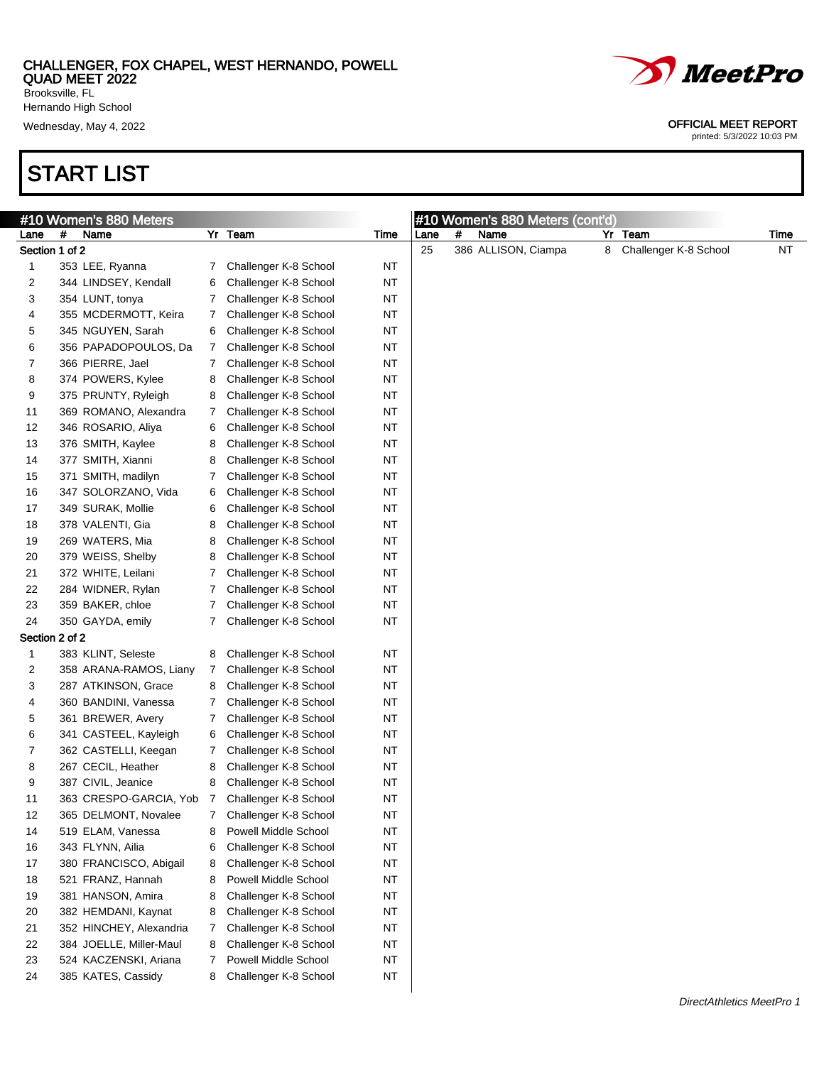CHALLENGER, FOX CHAPEL, WEST HERNANDO, POWELL QUAD MEET 2022
Brooksville, FL
Hernando High School
Wednesday, May 4, 2022

MeetPro

OFFICIAL MEET REPORT
printed: 5/3/2022 10:03 PM

# START LIST

## #10 Women's 880 Meters

| Lane | # | Name | Yr | Team | Time |
|---|---|---|---|---|---|
| **Section 1 of 2** | | | | | |
| 1 | 353 | LEE, Ryanna | 7 | Challenger K-8 School | NT |
| 2 | 344 | LINDSEY, Kendall | 6 | Challenger K-8 School | NT |
| 3 | 354 | LUNT, tonya | 7 | Challenger K-8 School | NT |
| 4 | 355 | MCDERMOTT, Keira | 7 | Challenger K-8 School | NT |
| 5 | 345 | NGUYEN, Sarah | 6 | Challenger K-8 School | NT |
| 6 | 356 | PAPADOPOULOS, Da | 7 | Challenger K-8 School | NT |
| 7 | 366 | PIERRE, Jael | 7 | Challenger K-8 School | NT |
| 8 | 374 | POWERS, Kylee | 8 | Challenger K-8 School | NT |
| 9 | 375 | PRUNTY, Ryleigh | 8 | Challenger K-8 School | NT |
| 11 | 369 | ROMANO, Alexandra | 7 | Challenger K-8 School | NT |
| 12 | 346 | ROSARIO, Aliya | 6 | Challenger K-8 School | NT |
| 13 | 376 | SMITH, Kaylee | 8 | Challenger K-8 School | NT |
| 14 | 377 | SMITH, Xianni | 8 | Challenger K-8 School | NT |
| 15 | 371 | SMITH, madilyn | 7 | Challenger K-8 School | NT |
| 16 | 347 | SOLORZANO, Vida | 6 | Challenger K-8 School | NT |
| 17 | 349 | SURAK, Mollie | 6 | Challenger K-8 School | NT |
| 18 | 378 | VALENTI, Gia | 8 | Challenger K-8 School | NT |
| 19 | 269 | WATERS, Mia | 8 | Challenger K-8 School | NT |
| 20 | 379 | WEISS, Shelby | 8 | Challenger K-8 School | NT |
| 21 | 372 | WHITE, Leilani | 7 | Challenger K-8 School | NT |
| 22 | 284 | WIDNER, Rylan | 7 | Challenger K-8 School | NT |
| 23 | 359 | BAKER, chloe | 7 | Challenger K-8 School | NT |
| 24 | 350 | GAYDA, emily | 7 | Challenger K-8 School | NT |
| **Section 2 of 2** | | | | | |
| 1 | 383 | KLINT, Seleste | 8 | Challenger K-8 School | NT |
| 2 | 358 | ARANA-RAMOS, Liany | 7 | Challenger K-8 School | NT |
| 3 | 287 | ATKINSON, Grace | 8 | Challenger K-8 School | NT |
| 4 | 360 | BANDINI, Vanessa | 7 | Challenger K-8 School | NT |
| 5 | 361 | BREWER, Avery | 7 | Challenger K-8 School | NT |
| 6 | 341 | CASTEEL, Kayleigh | 6 | Challenger K-8 School | NT |
| 7 | 362 | CASTELLI, Keegan | 7 | Challenger K-8 School | NT |
| 8 | 267 | CECIL, Heather | 8 | Challenger K-8 School | NT |
| 9 | 387 | CIVIL, Jeanice | 8 | Challenger K-8 School | NT |
| 11 | 363 | CRESPO-GARCIA, Yob | 7 | Challenger K-8 School | NT |
| 12 | 365 | DELMONT, Novalee | 7 | Challenger K-8 School | NT |
| 14 | 519 | ELAM, Vanessa | 8 | Powell Middle School | NT |
| 16 | 343 | FLYNN, Ailia | 6 | Challenger K-8 School | NT |
| 17 | 380 | FRANCISCO, Abigail | 8 | Challenger K-8 School | NT |
| 18 | 521 | FRANZ, Hannah | 8 | Powell Middle School | NT |
| 19 | 381 | HANSON, Amira | 8 | Challenger K-8 School | NT |
| 20 | 382 | HEMDANI, Kaynat | 8 | Challenger K-8 School | NT |
| 21 | 352 | HINCHEY, Alexandria | 7 | Challenger K-8 School | NT |
| 22 | 384 | JOELLE, Miller-Maul | 8 | Challenger K-8 School | NT |
| 23 | 524 | KACZENSKI, Ariana | 7 | Powell Middle School | NT |
| 24 | 385 | KATES, Cassidy | 8 | Challenger K-8 School | NT |
| 25 | 386 | ALLISON, Ciampa | 8 | Challenger K-8 School | NT |

DirectAthletics MeetPro 1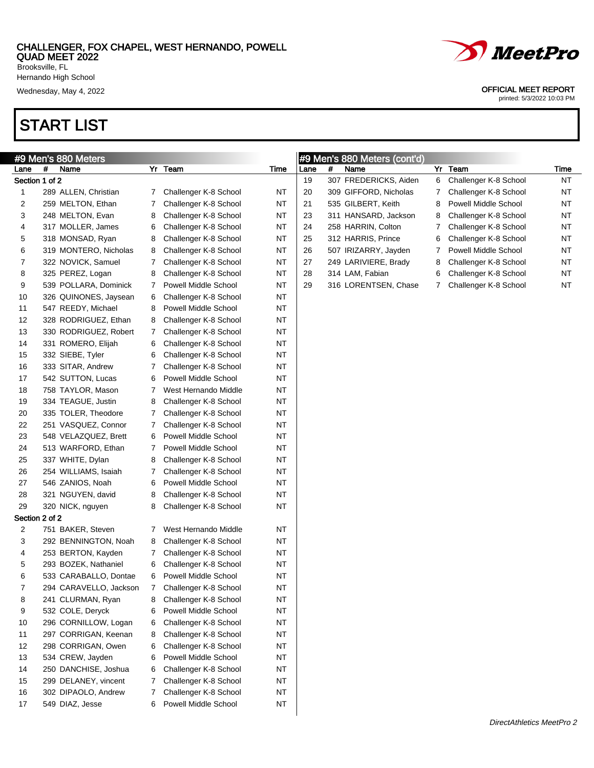CHALLENGER, FOX CHAPEL, WEST HERNANDO, POWELL QUAD MEET 2022
Brooksville, FL
Hernando High School
Wednesday, May 4, 2022

OFFICIAL MEET REPORT
printed: 5/3/2022 10:03 PM

# START LIST

## #9 Men's 880 Meters

| Lane | # | Name | Yr | Team | Time |
|---|---|---|---|---|---|
| **Section 1 of 2** | | | | | |
| 1 | 289 | ALLEN, Christian | 7 | Challenger K-8 School | NT |
| 2 | 259 | MELTON, Ethan | 7 | Challenger K-8 School | NT |
| 3 | 248 | MELTON, Evan | 8 | Challenger K-8 School | NT |
| 4 | 317 | MOLLER, James | 6 | Challenger K-8 School | NT |
| 5 | 318 | MONSAD, Ryan | 8 | Challenger K-8 School | NT |
| 6 | 319 | MONTERO, Nicholas | 8 | Challenger K-8 School | NT |
| 7 | 322 | NOVICK, Samuel | 7 | Challenger K-8 School | NT |
| 8 | 325 | PEREZ, Logan | 8 | Challenger K-8 School | NT |
| 9 | 539 | POLLARA, Dominick | 7 | Powell Middle School | NT |
| 10 | 326 | QUINONES, Jaysean | 6 | Challenger K-8 School | NT |
| 11 | 547 | REEDY, Michael | 8 | Powell Middle School | NT |
| 12 | 328 | RODRIGUEZ, Ethan | 8 | Challenger K-8 School | NT |
| 13 | 330 | RODRIGUEZ, Robert | 7 | Challenger K-8 School | NT |
| 14 | 331 | ROMERO, Elijah | 6 | Challenger K-8 School | NT |
| 15 | 332 | SIEBE, Tyler | 6 | Challenger K-8 School | NT |
| 16 | 333 | SITAR, Andrew | 7 | Challenger K-8 School | NT |
| 17 | 542 | SUTTON, Lucas | 6 | Powell Middle School | NT |
| 18 | 758 | TAYLOR, Mason | 7 | West Hernando Middle | NT |
| 19 | 334 | TEAGUE, Justin | 8 | Challenger K-8 School | NT |
| 20 | 335 | TOLER, Theodore | 7 | Challenger K-8 School | NT |
| 22 | 251 | VASQUEZ, Connor | 7 | Challenger K-8 School | NT |
| 23 | 548 | VELAZQUEZ, Brett | 6 | Powell Middle School | NT |
| 24 | 513 | WARFORD, Ethan | 7 | Powell Middle School | NT |
| 25 | 337 | WHITE, Dylan | 8 | Challenger K-8 School | NT |
| 26 | 254 | WILLIAMS, Isaiah | 7 | Challenger K-8 School | NT |
| 27 | 546 | ZANIOS, Noah | 6 | Powell Middle School | NT |
| 28 | 321 | NGUYEN, david | 8 | Challenger K-8 School | NT |
| 29 | 320 | NICK, nguyen | 8 | Challenger K-8 School | NT |
| **Section 2 of 2** | | | | | |
| 2 | 751 | BAKER, Steven | 7 | West Hernando Middle | NT |
| 3 | 292 | BENNINGTON, Noah | 8 | Challenger K-8 School | NT |
| 4 | 253 | BERTON, Kayden | 7 | Challenger K-8 School | NT |
| 5 | 293 | BOZEK, Nathaniel | 6 | Challenger K-8 School | NT |
| 6 | 533 | CARABALLO, Dontae | 6 | Powell Middle School | NT |
| 7 | 294 | CARAVELLO, Jackson | 7 | Challenger K-8 School | NT |
| 8 | 241 | CLURMAN, Ryan | 8 | Challenger K-8 School | NT |
| 9 | 532 | COLE, Deryck | 6 | Powell Middle School | NT |
| 10 | 296 | CORNILLOW, Logan | 6 | Challenger K-8 School | NT |
| 11 | 297 | CORRIGAN, Keenan | 8 | Challenger K-8 School | NT |
| 12 | 298 | CORRIGAN, Owen | 6 | Challenger K-8 School | NT |
| 13 | 534 | CREW, Jayden | 6 | Powell Middle School | NT |
| 14 | 250 | DANCHISE, Joshua | 6 | Challenger K-8 School | NT |
| 15 | 299 | DELANEY, vincent | 7 | Challenger K-8 School | NT |
| 16 | 302 | DIPAOLO, Andrew | 7 | Challenger K-8 School | NT |
| 17 | 549 | DIAZ, Jesse | 6 | Powell Middle School | NT |
| 19 | 307 | FREDERICKS, Aiden | 6 | Challenger K-8 School | NT |
| 20 | 309 | GIFFORD, Nicholas | 7 | Challenger K-8 School | NT |
| 21 | 535 | GILBERT, Keith | 8 | Powell Middle School | NT |
| 23 | 311 | HANSARD, Jackson | 8 | Challenger K-8 School | NT |
| 24 | 258 | HARRIN, Colton | 7 | Challenger K-8 School | NT |
| 25 | 312 | HARRIS, Prince | 6 | Challenger K-8 School | NT |
| 26 | 507 | IRIZARRY, Jayden | 7 | Powell Middle School | NT |
| 27 | 249 | LARIVIERE, Brady | 8 | Challenger K-8 School | NT |
| 28 | 314 | LAM, Fabian | 6 | Challenger K-8 School | NT |
| 29 | 316 | LORENTSEN, Chase | 7 | Challenger K-8 School | NT |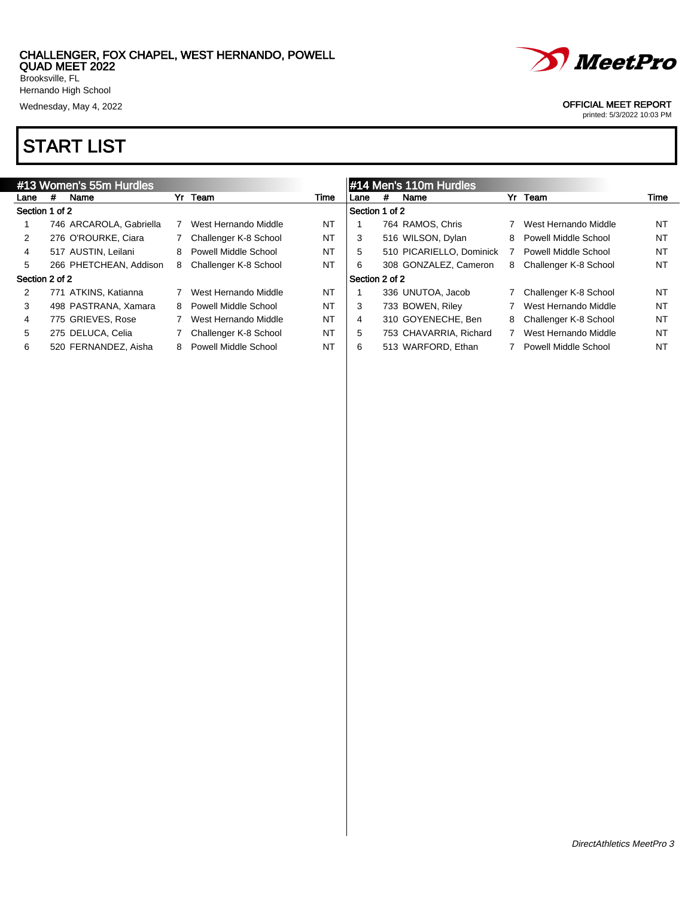CHALLENGER, FOX CHAPEL, WEST HERNANDO, POWELL QUAD MEET 2022
Brooksville, FL
Hernando High School
Wednesday, May 4, 2022

OFFICIAL MEET REPORT
printed: 5/3/2022 10:03 PM

# START LIST

## #13 Women's 55m Hurdles

| Lane | # | Name | Yr | Team | Time |
|---|---|---|---|---|---|
| **Section 1 of 2** | | | | | |
| 1 | 746 | ARCAROLA, Gabriella | 7 | West Hernando Middle | NT |
| 2 | 276 | O'ROURKE, Ciara | 7 | Challenger K-8 School | NT |
| 4 | 517 | AUSTIN, Leilani | 8 | Powell Middle School | NT |
| 5 | 266 | PHETCHEAN, Addison | 8 | Challenger K-8 School | NT |
| **Section 2 of 2** | | | | | |
| 2 | 771 | ATKINS, Katianna | 7 | West Hernando Middle | NT |
| 3 | 498 | PASTRANA, Xamara | 8 | Powell Middle School | NT |
| 4 | 775 | GRIEVES, Rose | 7 | West Hernando Middle | NT |
| 5 | 275 | DELUCA, Celia | 7 | Challenger K-8 School | NT |
| 6 | 520 | FERNANDEZ, Aisha | 8 | Powell Middle School | NT |

## #14 Men's 110m Hurdles

| Lane | # | Name | Yr | Team | Time |
|---|---|---|---|---|---|
| **Section 1 of 2** | | | | | |
| 1 | 764 | RAMOS, Chris | 7 | West Hernando Middle | NT |
| 3 | 516 | WILSON, Dylan | 8 | Powell Middle School | NT |
| 5 | 510 | PICARIELLO, Dominick | 7 | Powell Middle School | NT |
| 6 | 308 | GONZALEZ, Cameron | 8 | Challenger K-8 School | NT |
| **Section 2 of 2** | | | | | |
| 1 | 336 | UNUTOA, Jacob | 7 | Challenger K-8 School | NT |
| 3 | 733 | BOWEN, Riley | 7 | West Hernando Middle | NT |
| 4 | 310 | GOYENECHE, Ben | 8 | Challenger K-8 School | NT |
| 5 | 753 | CHAVARRIA, Richard | 7 | West Hernando Middle | NT |
| 6 | 513 | WARFORD, Ethan | 7 | Powell Middle School | NT |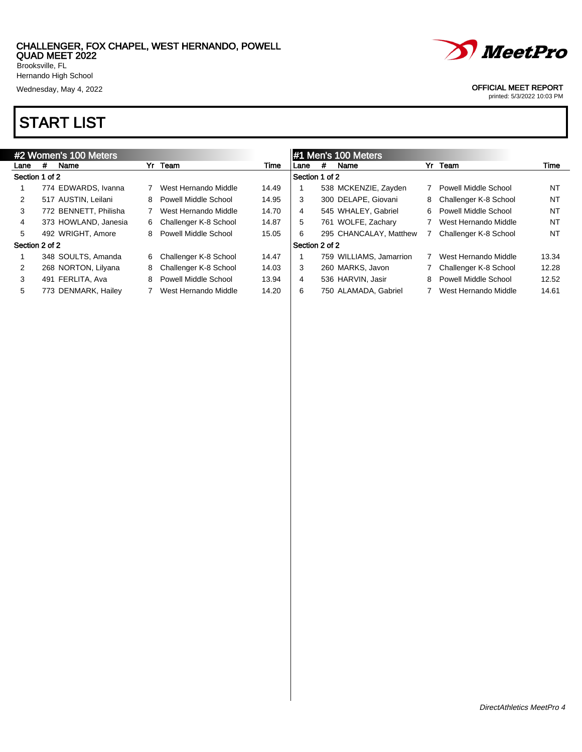CHALLENGER, FOX CHAPEL, WEST HERNANDO, POWELL QUAD MEET 2022
Brooksville, FL
Hernando High School
Wednesday, May 4, 2022

OFFICIAL MEET REPORT
printed: 5/3/2022 10:03 PM

# START LIST

## #2 Women's 100 Meters

| Lane | # | Name | Yr | Team | Time |
|---|---|---|---|---|---|
| **Section 1 of 2** | | | | | |
| 1 | 774 | EDWARDS, Ivanna | 7 | West Hernando Middle | 14.49 |
| 2 | 517 | AUSTIN, Leilani | 8 | Powell Middle School | 14.95 |
| 3 | 772 | BENNETT, Philisha | 7 | West Hernando Middle | 14.70 |
| 4 | 373 | HOWLAND, Janesia | 6 | Challenger K-8 School | 14.87 |
| 5 | 492 | WRIGHT, Amore | 8 | Powell Middle School | 15.05 |
| **Section 2 of 2** | | | | | |
| 1 | 348 | SOULTS, Amanda | 6 | Challenger K-8 School | 14.47 |
| 2 | 268 | NORTON, Lilyana | 8 | Challenger K-8 School | 14.03 |
| 3 | 491 | FERLITA, Ava | 8 | Powell Middle School | 13.94 |
| 5 | 773 | DENMARK, Hailey | 7 | West Hernando Middle | 14.20 |

## #1 Men's 100 Meters

| Lane | # | Name | Yr | Team | Time |
|---|---|---|---|---|---|
| **Section 1 of 2** | | | | | |
| 1 | 538 | MCKENZIE, Zayden | 7 | Powell Middle School | NT |
| 3 | 300 | DELAPE, Giovani | 8 | Challenger K-8 School | NT |
| 4 | 545 | WHALEY, Gabriel | 6 | Powell Middle School | NT |
| 5 | 761 | WOLFE, Zachary | 7 | West Hernando Middle | NT |
| 6 | 295 | CHANCALAY, Matthew | 7 | Challenger K-8 School | NT |
| **Section 2 of 2** | | | | | |
| 1 | 759 | WILLIAMS, Jamarrion | 7 | West Hernando Middle | 13.34 |
| 3 | 260 | MARKS, Javon | 7 | Challenger K-8 School | 12.28 |
| 4 | 536 | HARVIN, Jasir | 8 | Powell Middle School | 12.52 |
| 6 | 750 | ALAMADA, Gabriel | 7 | West Hernando Middle | 14.61 |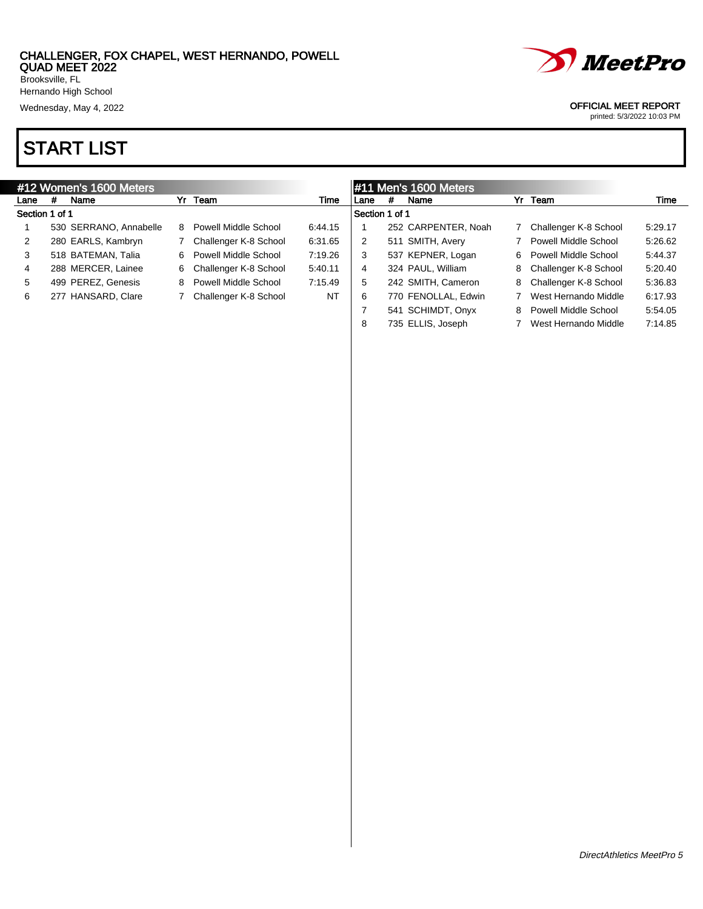CHALLENGER, FOX CHAPEL, WEST HERNANDO, POWELL QUAD MEET 2022
Brooksville, FL
Hernando High School
Wednesday, May 4, 2022

OFFICIAL MEET REPORT
printed: 5/3/2022 10:03 PM

# START LIST

## #12 Women's 1600 Meters

Section 1 of 1

| Lane | # | Name | Yr | Team | Time |
|---|---|---|---|---|---|
| 1 | 530 | SERRANO, Annabelle | 8 | Powell Middle School | 6:44.15 |
| 2 | 280 | EARLS, Kambryn | 7 | Challenger K-8 School | 6:31.65 |
| 3 | 518 | BATEMAN, Talia | 6 | Powell Middle School | 7:19.26 |
| 4 | 288 | MERCER, Lainee | 6 | Challenger K-8 School | 5:40.11 |
| 5 | 499 | PEREZ, Genesis | 8 | Powell Middle School | 7:15.49 |
| 6 | 277 | HANSARD, Clare | 7 | Challenger K-8 School | NT |

## #11 Men's 1600 Meters

Section 1 of 1

| Lane | # | Name | Yr | Team | Time |
|---|---|---|---|---|---|
| 1 | 252 | CARPENTER, Noah | 7 | Challenger K-8 School | 5:29.17 |
| 2 | 511 | SMITH, Avery | 7 | Powell Middle School | 5:26.62 |
| 3 | 537 | KEPNER, Logan | 6 | Powell Middle School | 5:44.37 |
| 4 | 324 | PAUL, William | 8 | Challenger K-8 School | 5:20.40 |
| 5 | 242 | SMITH, Cameron | 8 | Challenger K-8 School | 5:36.83 |
| 6 | 770 | FENOLLAL, Edwin | 7 | West Hernando Middle | 6:17.93 |
| 7 | 541 | SCHIMDT, Onyx | 8 | Powell Middle School | 5:54.05 |
| 8 | 735 | ELLIS, Joseph | 7 | West Hernando Middle | 7:14.85 |

DirectAthletics MeetPro 5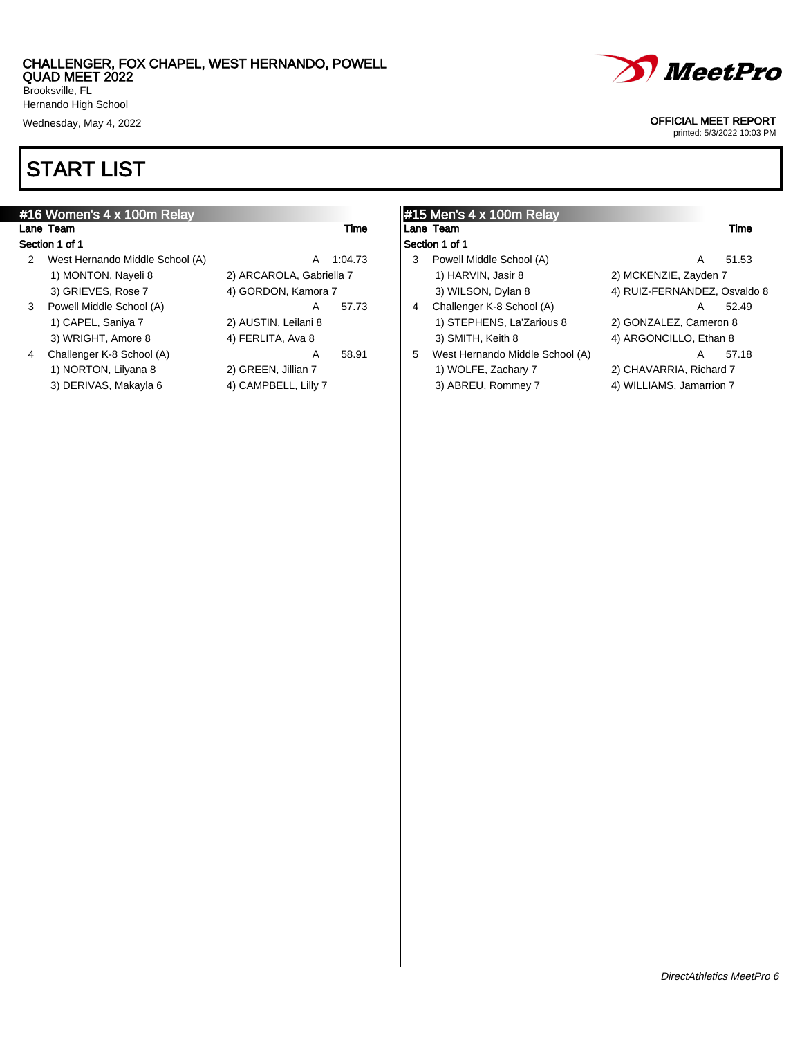CHALLENGER, FOX CHAPEL, WEST HERNANDO, POWELL QUAD MEET 2022
Brooksville, FL
Hernando High School
Wednesday, May 4, 2022

OFFICIAL MEET REPORT
printed: 5/3/2022 10:03 PM

# START LIST

## #16 Women's 4 x 100m Relay

**Section 1 of 1**

| Lane | Team | | Time |
|---|---|---|---|
| 2 | West Hernando Middle School (A) | A | 1:04.73 |
| | 1) MONTON, Nayeli 8 | 2) ARCAROLA, Gabriella 7 | |
| | 3) GRIEVES, Rose 7 | 4) GORDON, Kamora 7 | |
| 3 | Powell Middle School (A) | A | 57.73 |
| | 1) CAPEL, Saniya 7 | 2) AUSTIN, Leilani 8 | |
| | 3) WRIGHT, Amore 8 | 4) FERLITA, Ava 8 | |
| 4 | Challenger K-8 School (A) | A | 58.91 |
| | 1) NORTON, Lilyana 8 | 2) GREEN, Jillian 7 | |
| | 3) DERIVAS, Makayla 6 | 4) CAMPBELL, Lilly 7 | |

## #15 Men's 4 x 100m Relay

**Section 1 of 1**

| Lane | Team | | Time |
|---|---|---|---|
| 3 | Powell Middle School (A) | A | 51.53 |
| | 1) HARVIN, Jasir 8 | 2) MCKENZIE, Zayden 7 | |
| | 3) WILSON, Dylan 8 | 4) RUIZ-FERNANDEZ, Osvaldo 8 | |
| 4 | Challenger K-8 School (A) | A | 52.49 |
| | 1) STEPHENS, La'Zarious 8 | 2) GONZALEZ, Cameron 8 | |
| | 3) SMITH, Keith 8 | 4) ARGONCILLO, Ethan 8 | |
| 5 | West Hernando Middle School (A) | A | 57.18 |
| | 1) WOLFE, Zachary 7 | 2) CHAVARRIA, Richard 7 | |
| | 3) ABREU, Rommey 7 | 4) WILLIAMS, Jamarrion 7 | |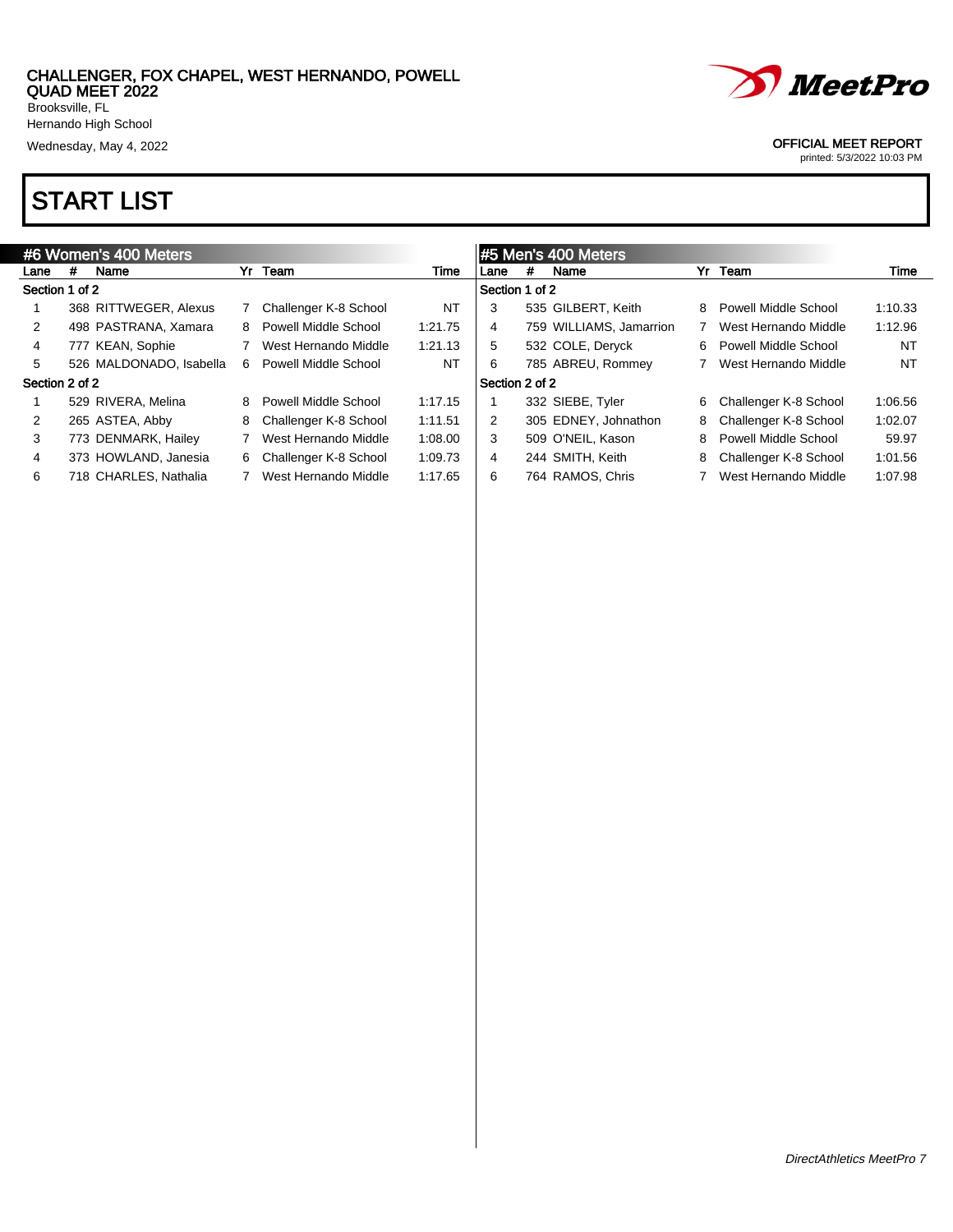CHALLENGER, FOX CHAPEL, WEST HERNANDO, POWELL QUAD MEET 2022
Brooksville, FL
Hernando High School
Wednesday, May 4, 2022

OFFICIAL MEET REPORT
printed: 5/3/2022 10:03 PM

# START LIST

## #6 Women's 400 Meters

| Lane | # | Name | Yr | Team | Time |
|---|---|---|---|---|---|
| **Section 1 of 2** | | | | | |
| 1 | 368 | RITTWEGER, Alexus | 7 | Challenger K-8 School | NT |
| 2 | 498 | PASTRANA, Xamara | 8 | Powell Middle School | 1:21.75 |
| 4 | 777 | KEAN, Sophie | 7 | West Hernando Middle | 1:21.13 |
| 5 | 526 | MALDONADO, Isabella | 6 | Powell Middle School | NT |
| **Section 2 of 2** | | | | | |
| 1 | 529 | RIVERA, Melina | 8 | Powell Middle School | 1:17.15 |
| 2 | 265 | ASTEA, Abby | 8 | Challenger K-8 School | 1:11.51 |
| 3 | 773 | DENMARK, Hailey | 7 | West Hernando Middle | 1:08.00 |
| 4 | 373 | HOWLAND, Janesia | 6 | Challenger K-8 School | 1:09.73 |
| 6 | 718 | CHARLES, Nathalia | 7 | West Hernando Middle | 1:17.65 |

## #5 Men's 400 Meters

| Lane | # | Name | Yr | Team | Time |
|---|---|---|---|---|---|
| **Section 1 of 2** | | | | | |
| 3 | 535 | GILBERT, Keith | 8 | Powell Middle School | 1:10.33 |
| 4 | 759 | WILLIAMS, Jamarrion | 7 | West Hernando Middle | 1:12.96 |
| 5 | 532 | COLE, Deryck | 6 | Powell Middle School | NT |
| 6 | 785 | ABREU, Rommey | 7 | West Hernando Middle | NT |
| **Section 2 of 2** | | | | | |
| 1 | 332 | SIEBE, Tyler | 6 | Challenger K-8 School | 1:06.56 |
| 2 | 305 | EDNEY, Johnathon | 8 | Challenger K-8 School | 1:02.07 |
| 3 | 509 | O'NEIL, Kason | 8 | Powell Middle School | 59.97 |
| 4 | 244 | SMITH, Keith | 8 | Challenger K-8 School | 1:01.56 |
| 6 | 764 | RAMOS, Chris | 7 | West Hernando Middle | 1:07.98 |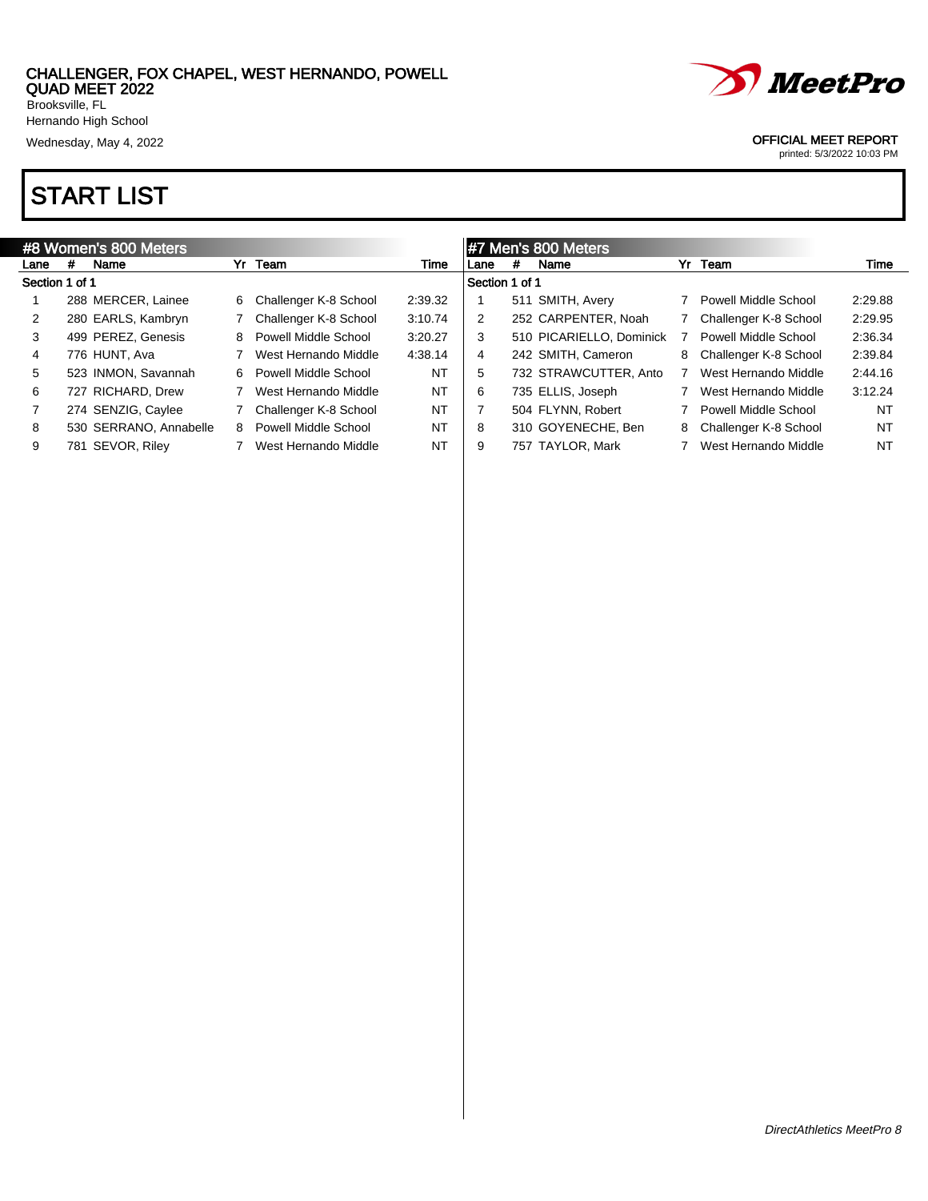CHALLENGER, FOX CHAPEL, WEST HERNANDO, POWELL QUAD MEET 2022
Brooksville, FL
Hernando High School
Wednesday, May 4, 2022

OFFICIAL MEET REPORT
printed: 5/3/2022 10:03 PM

# START LIST

## #8 Women's 800 Meters

| Lane | # | Name | Yr | Team | Time |
|---|---|---|---|---|---|
| **Section 1 of 1** | | | | | |
| 1 | 288 | MERCER, Lainee | 6 | Challenger K-8 School | 2:39.32 |
| 2 | 280 | EARLS, Kambryn | 7 | Challenger K-8 School | 3:10.74 |
| 3 | 499 | PEREZ, Genesis | 8 | Powell Middle School | 3:20.27 |
| 4 | 776 | HUNT, Ava | 7 | West Hernando Middle | 4:38.14 |
| 5 | 523 | INMON, Savannah | 6 | Powell Middle School | NT |
| 6 | 727 | RICHARD, Drew | 7 | West Hernando Middle | NT |
| 7 | 274 | SENZIG, Caylee | 7 | Challenger K-8 School | NT |
| 8 | 530 | SERRANO, Annabelle | 8 | Powell Middle School | NT |
| 9 | 781 | SEVOR, Riley | 7 | West Hernando Middle | NT |

## #7 Men's 800 Meters

| Lane | # | Name | Yr | Team | Time |
|---|---|---|---|---|---|
| **Section 1 of 1** | | | | | |
| 1 | 511 | SMITH, Avery | 7 | Powell Middle School | 2:29.88 |
| 2 | 252 | CARPENTER, Noah | 7 | Challenger K-8 School | 2:29.95 |
| 3 | 510 | PICARIELLO, Dominick | 7 | Powell Middle School | 2:36.34 |
| 4 | 242 | SMITH, Cameron | 8 | Challenger K-8 School | 2:39.84 |
| 5 | 732 | STRAWCUTTER, Anto | 7 | West Hernando Middle | 2:44.16 |
| 6 | 735 | ELLIS, Joseph | 7 | West Hernando Middle | 3:12.24 |
| 7 | 504 | FLYNN, Robert | 7 | Powell Middle School | NT |
| 8 | 310 | GOYENECHE, Ben | 8 | Challenger K-8 School | NT |
| 9 | 757 | TAYLOR, Mark | 7 | West Hernando Middle | NT |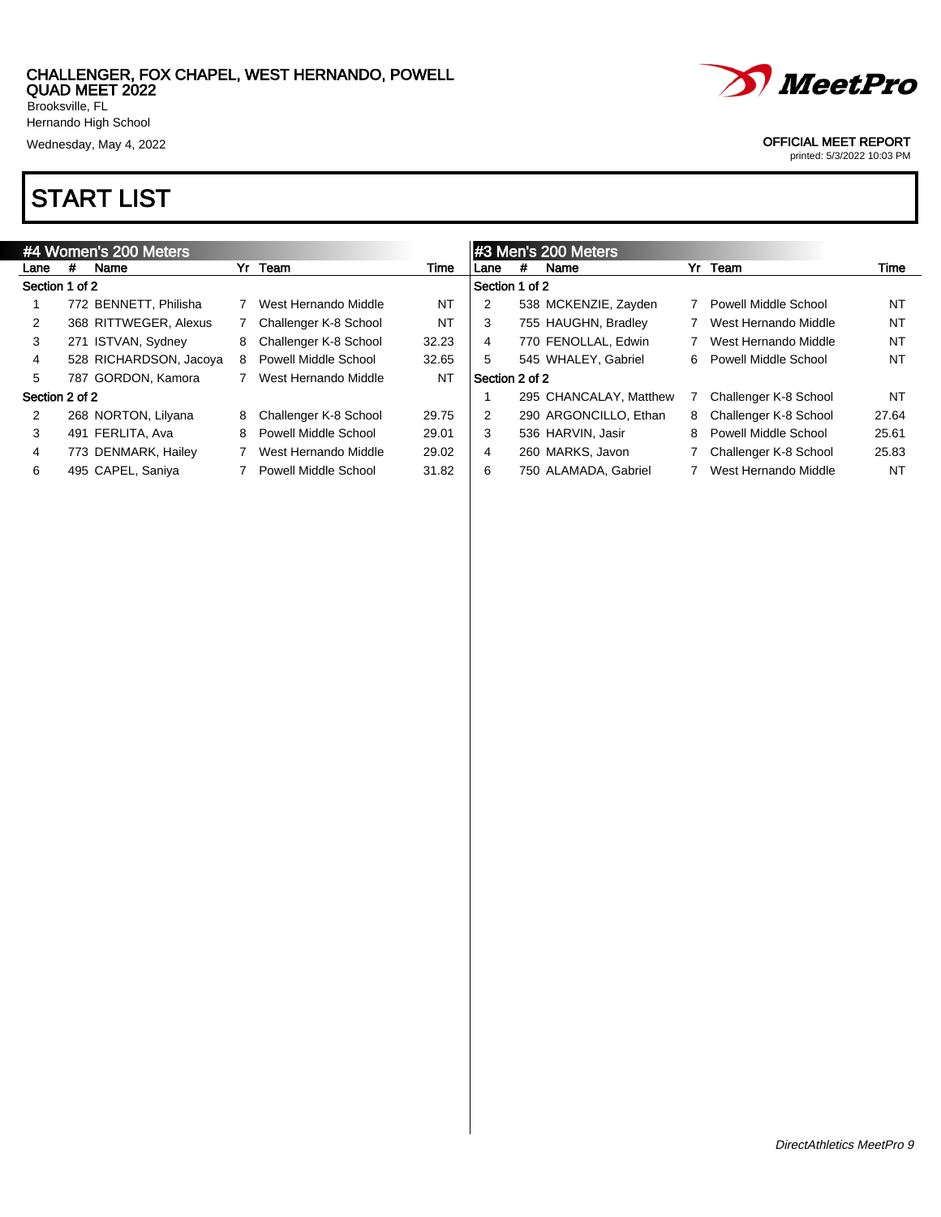CHALLENGER, FOX CHAPEL, WEST HERNANDO, POWELL QUAD MEET 2022
Brooksville, FL
Hernando High School
Wednesday, May 4, 2022

OFFICIAL MEET REPORT
printed: 5/3/2022 10:03 PM

# START LIST

## #4 Women's 200 Meters

| Lane | # | Name | Yr | Team | Time |
|---|---|---|---|---|---|
| **Section 1 of 2** | | | | | |
| 1 | 772 | BENNETT, Philisha | 7 | West Hernando Middle | NT |
| 2 | 368 | RITTWEGER, Alexus | 7 | Challenger K-8 School | NT |
| 3 | 271 | ISTVAN, Sydney | 8 | Challenger K-8 School | 32.23 |
| 4 | 528 | RICHARDSON, Jacoya | 8 | Powell Middle School | 32.65 |
| 5 | 787 | GORDON, Kamora | 7 | West Hernando Middle | NT |
| **Section 2 of 2** | | | | | |
| 2 | 268 | NORTON, Lilyana | 8 | Challenger K-8 School | 29.75 |
| 3 | 491 | FERLITA, Ava | 8 | Powell Middle School | 29.01 |
| 4 | 773 | DENMARK, Hailey | 7 | West Hernando Middle | 29.02 |
| 6 | 495 | CAPEL, Saniya | 7 | Powell Middle School | 31.82 |

## #3 Men's 200 Meters

| Lane | # | Name | Yr | Team | Time |
|---|---|---|---|---|---|
| **Section 1 of 2** | | | | | |
| 2 | 538 | MCKENZIE, Zayden | 7 | Powell Middle School | NT |
| 3 | 755 | HAUGHN, Bradley | 7 | West Hernando Middle | NT |
| 4 | 770 | FENOLLAL, Edwin | 7 | West Hernando Middle | NT |
| 5 | 545 | WHALEY, Gabriel | 6 | Powell Middle School | NT |
| **Section 2 of 2** | | | | | |
| 1 | 295 | CHANCALAY, Matthew | 7 | Challenger K-8 School | NT |
| 2 | 290 | ARGONCILLO, Ethan | 8 | Challenger K-8 School | 27.64 |
| 3 | 536 | HARVIN, Jasir | 8 | Powell Middle School | 25.61 |
| 4 | 260 | MARKS, Javon | 7 | Challenger K-8 School | 25.83 |
| 6 | 750 | ALAMADA, Gabriel | 7 | West Hernando Middle | NT |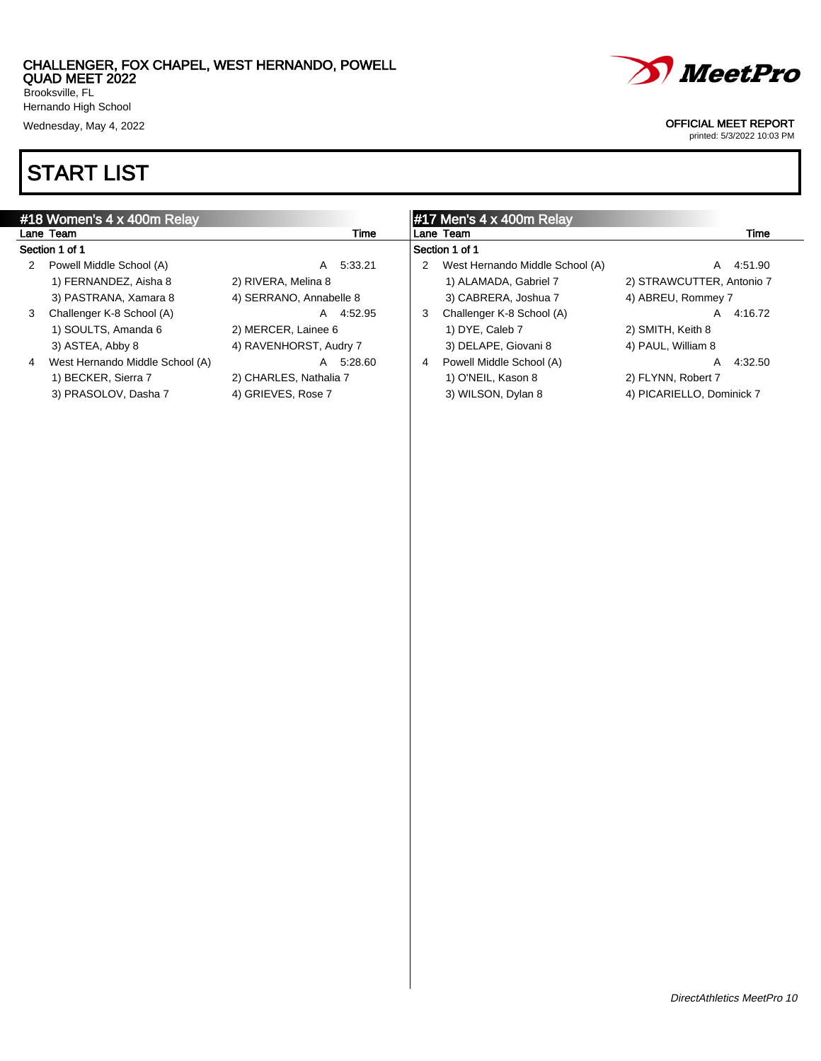CHALLENGER, FOX CHAPEL, WEST HERNANDO, POWELL QUAD MEET 2022
Brooksville, FL
Hernando High School
Wednesday, May 4, 2022

OFFICIAL MEET REPORT
printed: 5/3/2022 10:03 PM

# START LIST

## #18 Women's 4 x 400m Relay

Section 1 of 1

| Lane | Team | | | Time |
|---|---|---|---|---|
| 2 | Powell Middle School (A) | | A | 5:33.21 |
| | 1) FERNANDEZ, Aisha 8 | 2) RIVERA, Melina 8 | | |
| | 3) PASTRANA, Xamara 8 | 4) SERRANO, Annabelle 8 | | |
| 3 | Challenger K-8 School (A) | | A | 4:52.95 |
| | 1) SOULTS, Amanda 6 | 2) MERCER, Lainee 6 | | |
| | 3) ASTEA, Abby 8 | 4) RAVENHORST, Audry 7 | | |
| 4 | West Hernando Middle School (A) | | A | 5:28.60 |
| | 1) BECKER, Sierra 7 | 2) CHARLES, Nathalia 7 | | |
| | 3) PRASOLOV, Dasha 7 | 4) GRIEVES, Rose 7 | | |

## #17 Men's 4 x 400m Relay

Section 1 of 1

| Lane | Team | | | Time |
|---|---|---|---|---|
| 2 | West Hernando Middle School (A) | | A | 4:51.90 |
| | 1) ALAMADA, Gabriel 7 | 2) STRAWCUTTER, Antonio 7 | | |
| | 3) CABRERA, Joshua 7 | 4) ABREU, Rommey 7 | | |
| 3 | Challenger K-8 School (A) | | A | 4:16.72 |
| | 1) DYE, Caleb 7 | 2) SMITH, Keith 8 | | |
| | 3) DELAPE, Giovani 8 | 4) PAUL, William 8 | | |
| 4 | Powell Middle School (A) | | A | 4:32.50 |
| | 1) O'NEIL, Kason 8 | 2) FLYNN, Robert 7 | | |
| | 3) WILSON, Dylan 8 | 4) PICARIELLO, Dominick 7 | | |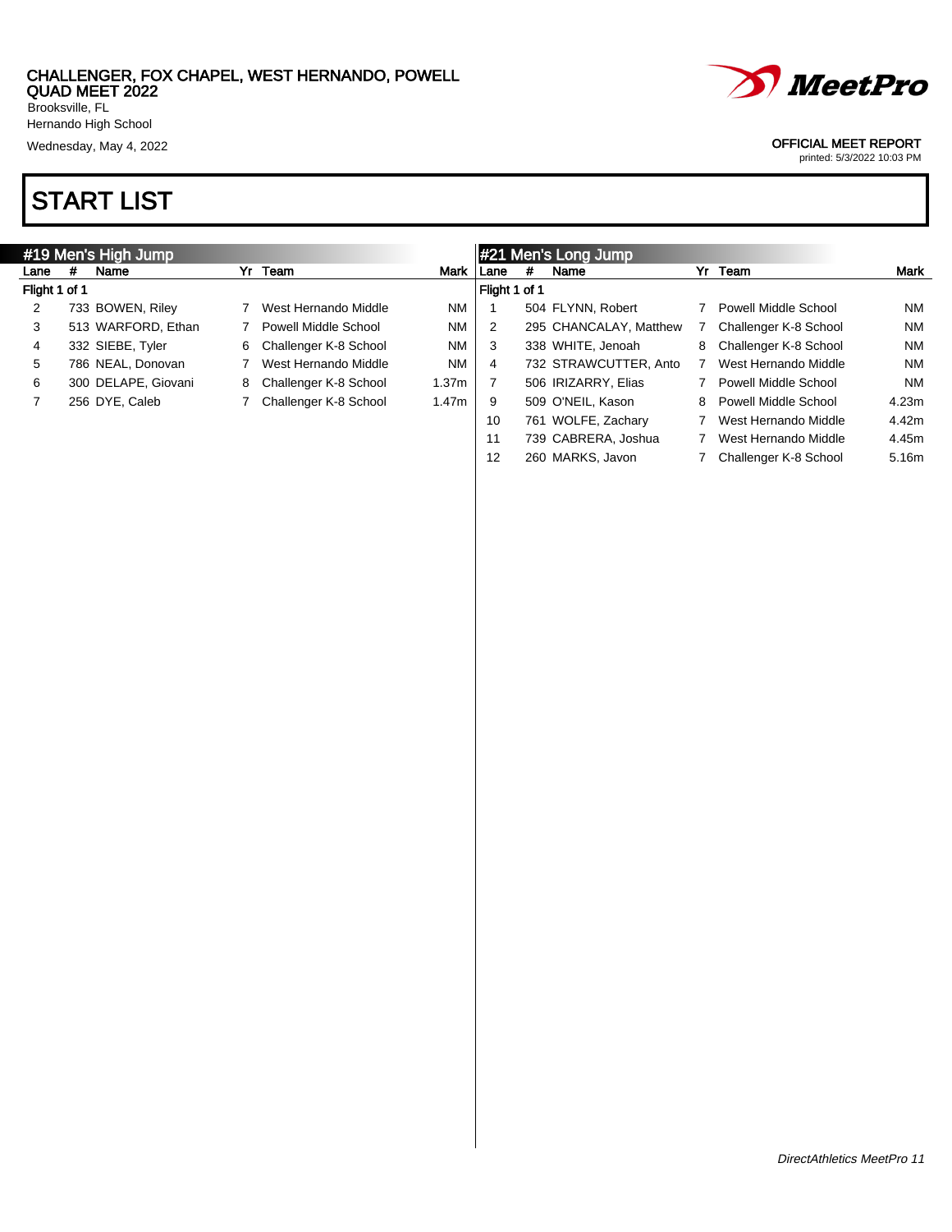CHALLENGER, FOX CHAPEL, WEST HERNANDO, POWELL QUAD MEET 2022
Brooksville, FL
Hernando High School
Wednesday, May 4, 2022

OFFICIAL MEET REPORT
printed: 5/3/2022 10:03 PM

# START LIST

## #19 Men's High Jump

Flight 1 of 1

| Lane | # | Name | Yr | Team | Mark |
|---|---|---|---|---|---|
| 2 | 733 | BOWEN, Riley | 7 | West Hernando Middle | NM |
| 3 | 513 | WARFORD, Ethan | 7 | Powell Middle School | NM |
| 4 | 332 | SIEBE, Tyler | 6 | Challenger K-8 School | NM |
| 5 | 786 | NEAL, Donovan | 7 | West Hernando Middle | NM |
| 6 | 300 | DELAPE, Giovani | 8 | Challenger K-8 School | 1.37m |
| 7 | 256 | DYE, Caleb | 7 | Challenger K-8 School | 1.47m |

## #21 Men's Long Jump

Flight 1 of 1

| Lane | # | Name | Yr | Team | Mark |
|---|---|---|---|---|---|
| 1 | 504 | FLYNN, Robert | 7 | Powell Middle School | NM |
| 2 | 295 | CHANCALAY, Matthew | 7 | Challenger K-8 School | NM |
| 3 | 338 | WHITE, Jenoah | 8 | Challenger K-8 School | NM |
| 4 | 732 | STRAWCUTTER, Anto | 7 | West Hernando Middle | NM |
| 7 | 506 | IRIZARRY, Elias | 7 | Powell Middle School | NM |
| 9 | 509 | O'NEIL, Kason | 8 | Powell Middle School | 4.23m |
| 10 | 761 | WOLFE, Zachary | 7 | West Hernando Middle | 4.42m |
| 11 | 739 | CABRERA, Joshua | 7 | West Hernando Middle | 4.45m |
| 12 | 260 | MARKS, Javon | 7 | Challenger K-8 School | 5.16m |

*DirectAthletics MeetPro 11*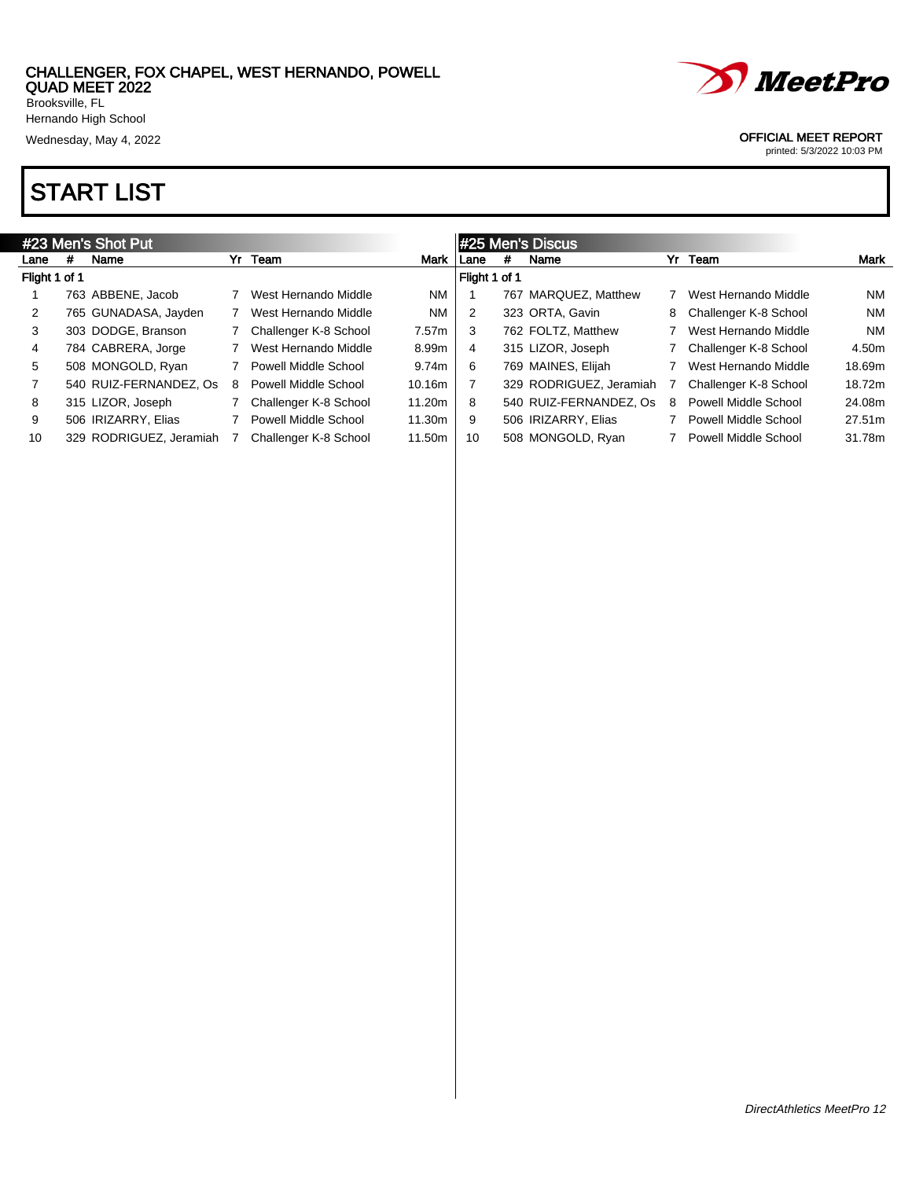CHALLENGER, FOX CHAPEL, WEST HERNANDO, POWELL QUAD MEET 2022
Brooksville, FL
Hernando High School
Wednesday, May 4, 2022

OFFICIAL MEET REPORT
printed: 5/3/2022 10:03 PM

# START LIST

## #23 Men's Shot Put

Flight 1 of 1

| Lane | # | Name | Yr | Team | Mark |
|---|---|---|---|---|---|
| 1 | 763 | ABBENE, Jacob | 7 | West Hernando Middle | NM |
| 2 | 765 | GUNADASA, Jayden | 7 | West Hernando Middle | NM |
| 3 | 303 | DODGE, Branson | 7 | Challenger K-8 School | 7.57m |
| 4 | 784 | CABRERA, Jorge | 7 | West Hernando Middle | 8.99m |
| 5 | 508 | MONGOLD, Ryan | 7 | Powell Middle School | 9.74m |
| 7 | 540 | RUIZ-FERNANDEZ, Os | 8 | Powell Middle School | 10.16m |
| 8 | 315 | LIZOR, Joseph | 7 | Challenger K-8 School | 11.20m |
| 9 | 506 | IRIZARRY, Elias | 7 | Powell Middle School | 11.30m |
| 10 | 329 | RODRIGUEZ, Jeramiah | 7 | Challenger K-8 School | 11.50m |

## #25 Men's Discus

Flight 1 of 1

| Lane | # | Name | Yr | Team | Mark |
|---|---|---|---|---|---|
| 1 | 767 | MARQUEZ, Matthew | 7 | West Hernando Middle | NM |
| 2 | 323 | ORTA, Gavin | 8 | Challenger K-8 School | NM |
| 3 | 762 | FOLTZ, Matthew | 7 | West Hernando Middle | NM |
| 4 | 315 | LIZOR, Joseph | 7 | Challenger K-8 School | 4.50m |
| 6 | 769 | MAINES, Elijah | 7 | West Hernando Middle | 18.69m |
| 7 | 329 | RODRIGUEZ, Jeramiah | 7 | Challenger K-8 School | 18.72m |
| 8 | 540 | RUIZ-FERNANDEZ, Os | 8 | Powell Middle School | 24.08m |
| 9 | 506 | IRIZARRY, Elias | 7 | Powell Middle School | 27.51m |
| 10 | 508 | MONGOLD, Ryan | 7 | Powell Middle School | 31.78m |

*DirectAthletics MeetPro 12*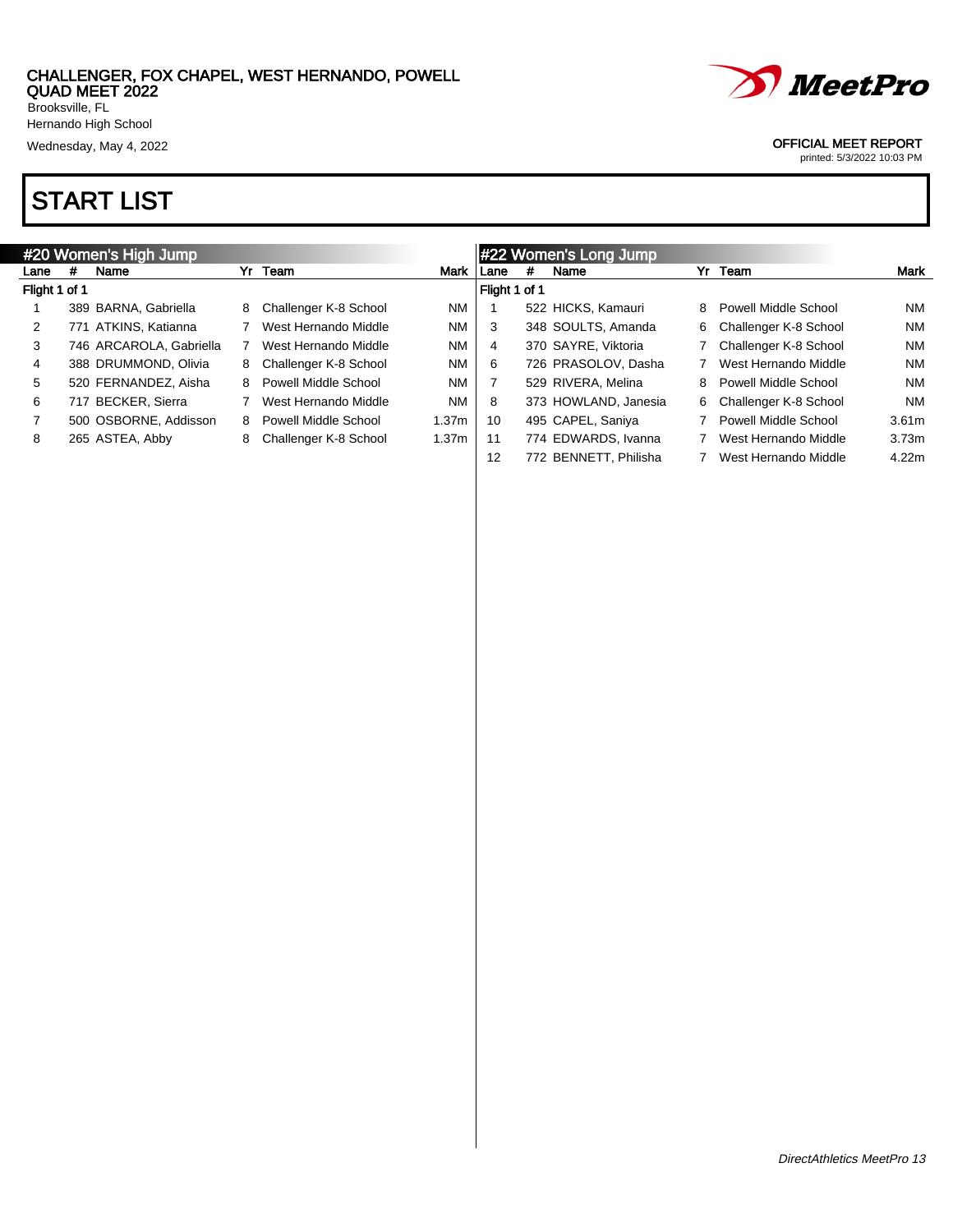CHALLENGER, FOX CHAPEL, WEST HERNANDO, POWELL QUAD MEET 2022
Brooksville, FL
Hernando High School
Wednesday, May 4, 2022

OFFICIAL MEET REPORT
printed: 5/3/2022 10:03 PM

# START LIST

## #20 Women's High Jump

Flight 1 of 1

| Lane | # | Name | Yr | Team | Mark |
|---|---|---|---|---|---|
| 1 | 389 | BARNA, Gabriella | 8 | Challenger K-8 School | NM |
| 2 | 771 | ATKINS, Katianna | 7 | West Hernando Middle | NM |
| 3 | 746 | ARCAROLA, Gabriella | 7 | West Hernando Middle | NM |
| 4 | 388 | DRUMMOND, Olivia | 8 | Challenger K-8 School | NM |
| 5 | 520 | FERNANDEZ, Aisha | 8 | Powell Middle School | NM |
| 6 | 717 | BECKER, Sierra | 7 | West Hernando Middle | NM |
| 7 | 500 | OSBORNE, Addisson | 8 | Powell Middle School | 1.37m |
| 8 | 265 | ASTEA, Abby | 8 | Challenger K-8 School | 1.37m |

## #22 Women's Long Jump

Flight 1 of 1

| Lane | # | Name | Yr | Team | Mark |
|---|---|---|---|---|---|
| 1 | 522 | HICKS, Kamauri | 8 | Powell Middle School | NM |
| 3 | 348 | SOULTS, Amanda | 6 | Challenger K-8 School | NM |
| 4 | 370 | SAYRE, Viktoria | 7 | Challenger K-8 School | NM |
| 6 | 726 | PRASOLOV, Dasha | 7 | West Hernando Middle | NM |
| 7 | 529 | RIVERA, Melina | 8 | Powell Middle School | NM |
| 8 | 373 | HOWLAND, Janesia | 6 | Challenger K-8 School | NM |
| 10 | 495 | CAPEL, Saniya | 7 | Powell Middle School | 3.61m |
| 11 | 774 | EDWARDS, Ivanna | 7 | West Hernando Middle | 3.73m |
| 12 | 772 | BENNETT, Philisha | 7 | West Hernando Middle | 4.22m |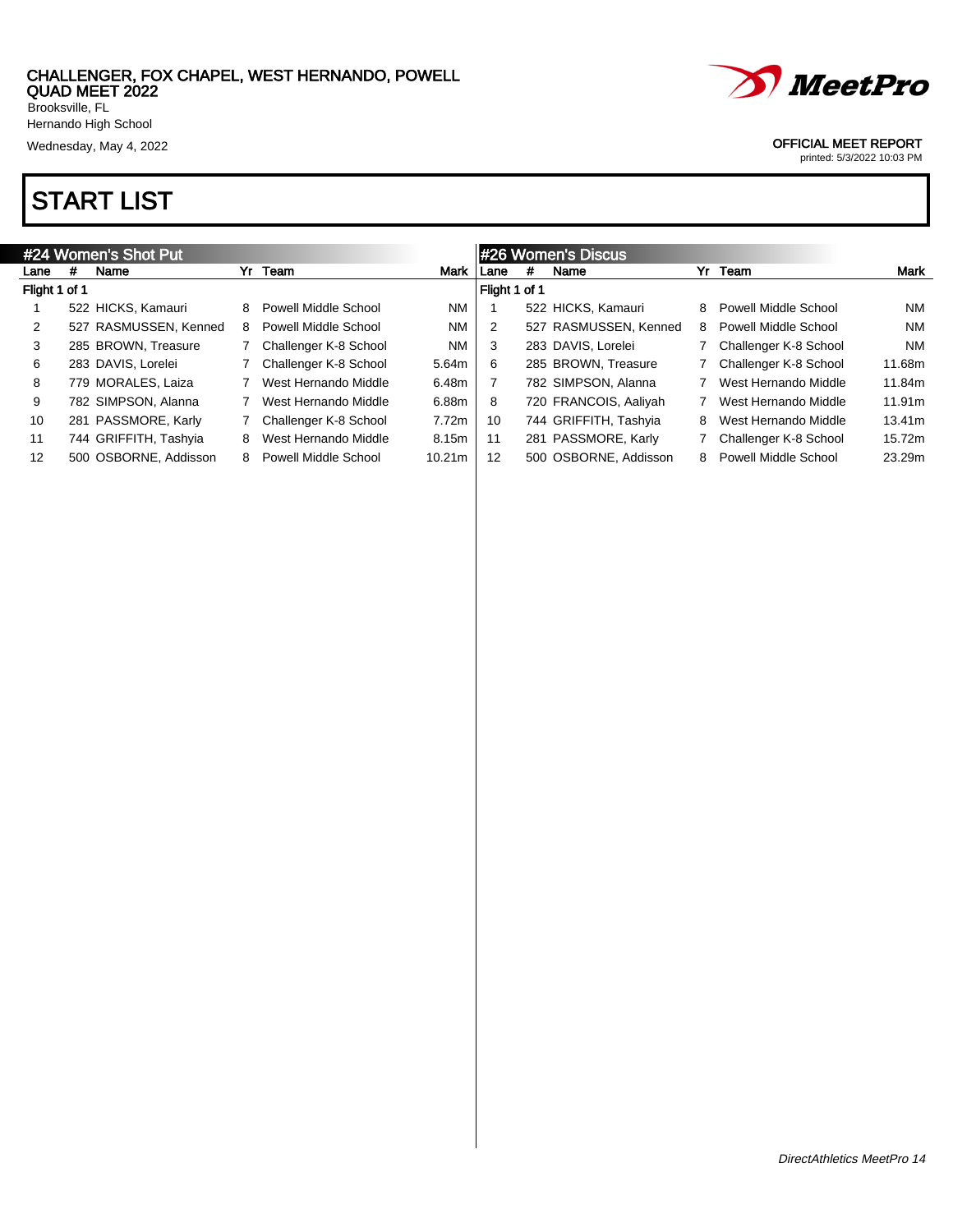CHALLENGER, FOX CHAPEL, WEST HERNANDO, POWELL QUAD MEET 2022
Brooksville, FL
Hernando High School
Wednesday, May 4, 2022

OFFICIAL MEET REPORT
printed: 5/3/2022 10:03 PM

# START LIST

## #24 Women's Shot Put

| Lane | # | Name | Yr | Team | Mark |
|---|---|---|---|---|---|
| Flight 1 of 1 | | | | | |
| 1 | 522 | HICKS, Kamauri | 8 | Powell Middle School | NM |
| 2 | 527 | RASMUSSEN, Kenned | 8 | Powell Middle School | NM |
| 3 | 285 | BROWN, Treasure | 7 | Challenger K-8 School | NM |
| 6 | 283 | DAVIS, Lorelei | 7 | Challenger K-8 School | 5.64m |
| 8 | 779 | MORALES, Laiza | 7 | West Hernando Middle | 6.48m |
| 9 | 782 | SIMPSON, Alanna | 7 | West Hernando Middle | 6.88m |
| 10 | 281 | PASSMORE, Karly | 7 | Challenger K-8 School | 7.72m |
| 11 | 744 | GRIFFITH, Tashyia | 8 | West Hernando Middle | 8.15m |
| 12 | 500 | OSBORNE, Addisson | 8 | Powell Middle School | 10.21m |

## #26 Women's Discus

| Lane | # | Name | Yr | Team | Mark |
|---|---|---|---|---|---|
| Flight 1 of 1 | | | | | |
| 1 | 522 | HICKS, Kamauri | 8 | Powell Middle School | NM |
| 2 | 527 | RASMUSSEN, Kenned | 8 | Powell Middle School | NM |
| 3 | 283 | DAVIS, Lorelei | 7 | Challenger K-8 School | NM |
| 6 | 285 | BROWN, Treasure | 7 | Challenger K-8 School | 11.68m |
| 7 | 782 | SIMPSON, Alanna | 7 | West Hernando Middle | 11.84m |
| 8 | 720 | FRANCOIS, Aaliyah | 7 | West Hernando Middle | 11.91m |
| 10 | 744 | GRIFFITH, Tashyia | 8 | West Hernando Middle | 13.41m |
| 11 | 281 | PASSMORE, Karly | 7 | Challenger K-8 School | 15.72m |
| 12 | 500 | OSBORNE, Addisson | 8 | Powell Middle School | 23.29m |